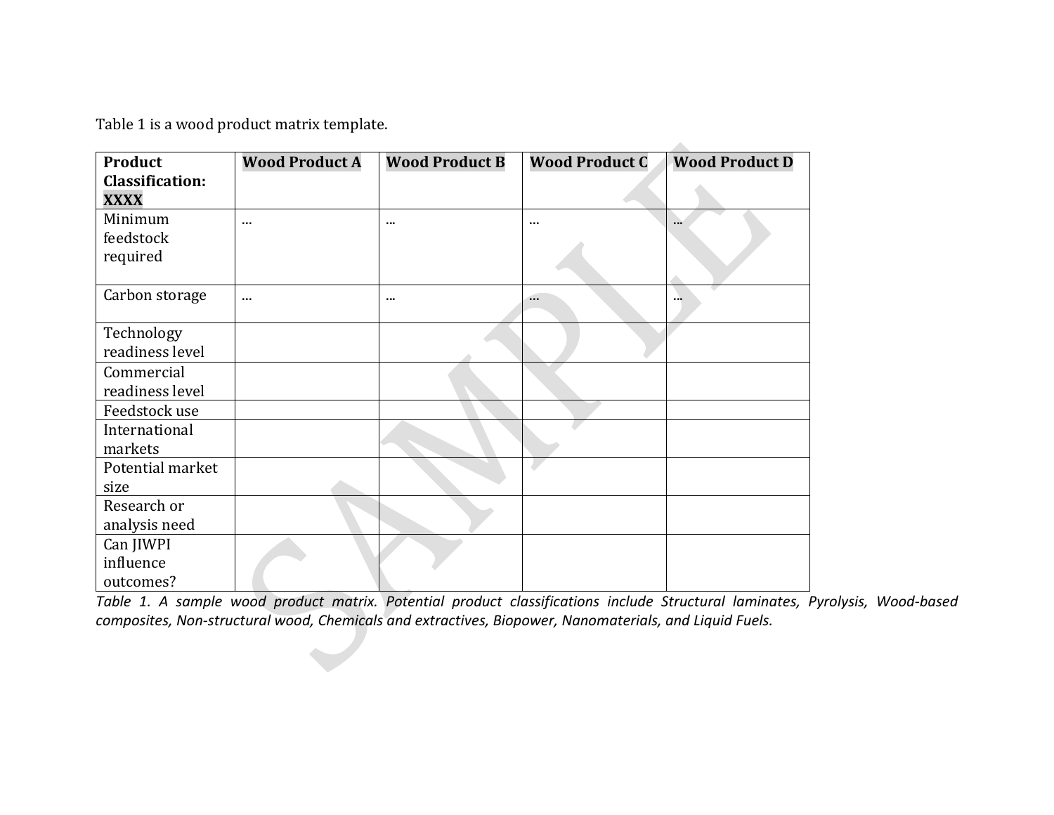Table 1 is a wood product matrix template.

| **Product Classification: XXXX** | **Wood Product A** | **Wood Product B** | **Wood Product C** | **Wood Product D** |
|---|---|---|---|---|
| Minimum feedstock required | … | … | … | … |
| Carbon storage | … | … | … | … |
| Technology readiness level | | | | |
| Commercial readiness level | | | | |
| Feedstock use | | | | |
| International markets | | | | |
| Potential market size | | | | |
| Research or analysis need | | | | |
| Can JIWPI influence outcomes? | | | | |

*Table 1. A sample wood product matrix. Potential product classifications include Structural laminates, Pyrolysis, Wood-based composites, Non-structural wood, Chemicals and extractives, Biopower, Nanomaterials, and Liquid Fuels.*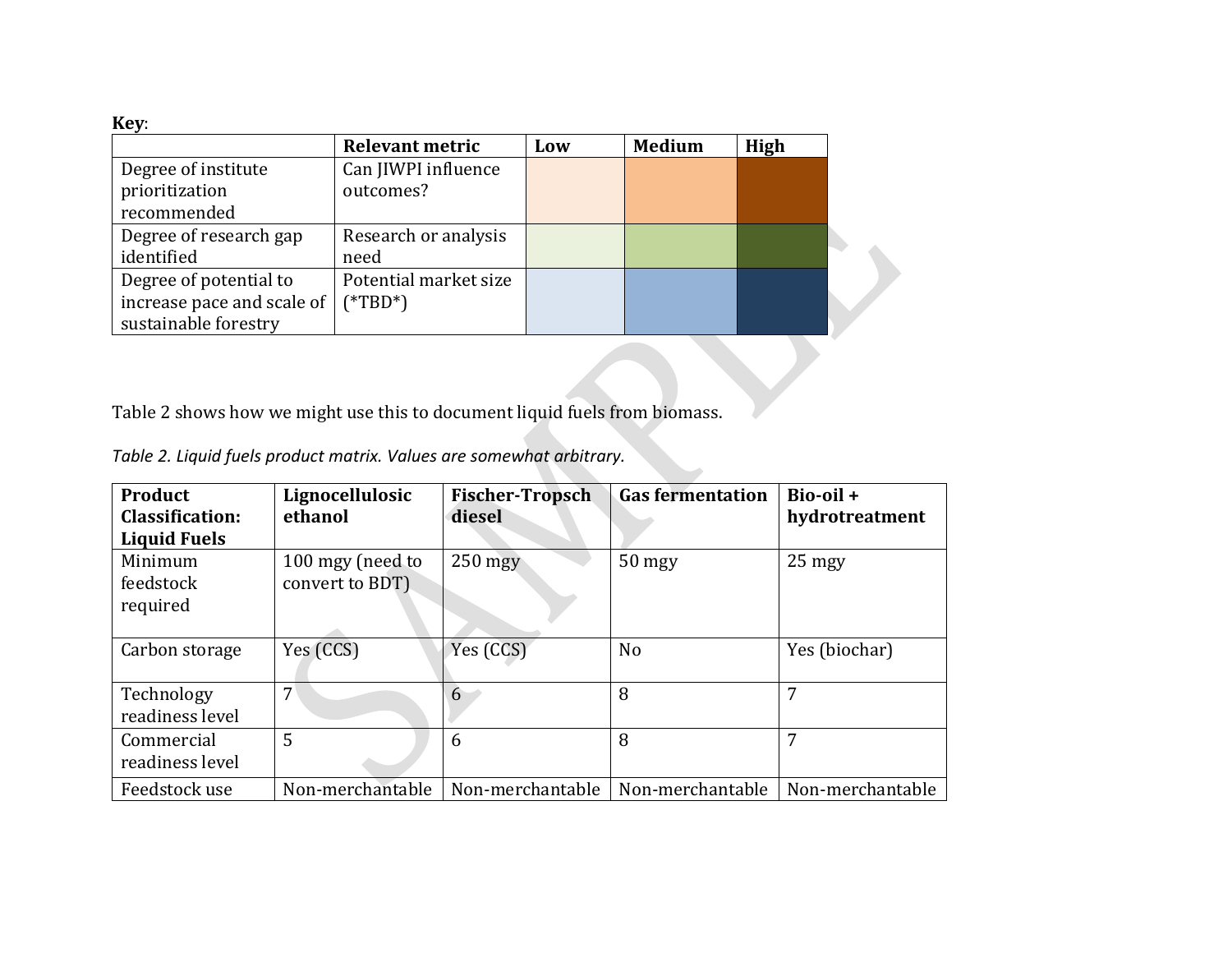**Key**:

| | Relevant metric | Low | Medium | High |
|---|---|---|---|---|
| Degree of institute prioritization recommended | Can JIWPI influence outcomes? | | | |
| Degree of research gap identified | Research or analysis need | | | |
| Degree of potential to increase pace and scale of sustainable forestry | Potential market size (*TBD*) | | | |

Table 2 shows how we might use this to document liquid fuels from biomass.

*Table 2. Liquid fuels product matrix. Values are somewhat arbitrary.*

| **Product Classification: Liquid Fuels** | **Lignocellulosic ethanol** | **Fischer-Tropsch diesel** | **Gas fermentation** | **Bio-oil + hydrotreatment** |
|---|---|---|---|---|
| Minimum feedstock required | 100 mgy (need to convert to BDT) | 250 mgy | 50 mgy | 25 mgy |
| Carbon storage | Yes (CCS) | Yes (CCS) | No | Yes (biochar) |
| Technology readiness level | 7 | 6 | 8 | 7 |
| Commercial readiness level | 5 | 6 | 8 | 7 |
| Feedstock use | Non-merchantable | Non-merchantable | Non-merchantable | Non-merchantable |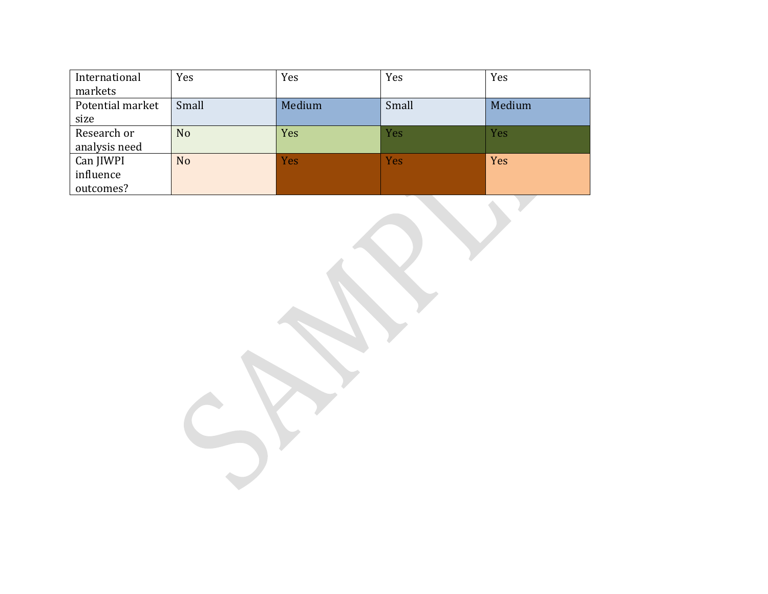| | | | | |
|---|---|---|---|---|
| International markets | Yes | Yes | Yes | Yes |
| Potential market size | Small | Medium | Small | Medium |
| Research or analysis need | No | Yes | Yes | Yes |
| Can JIWPI influence outcomes? | No | Yes | Yes | Yes |